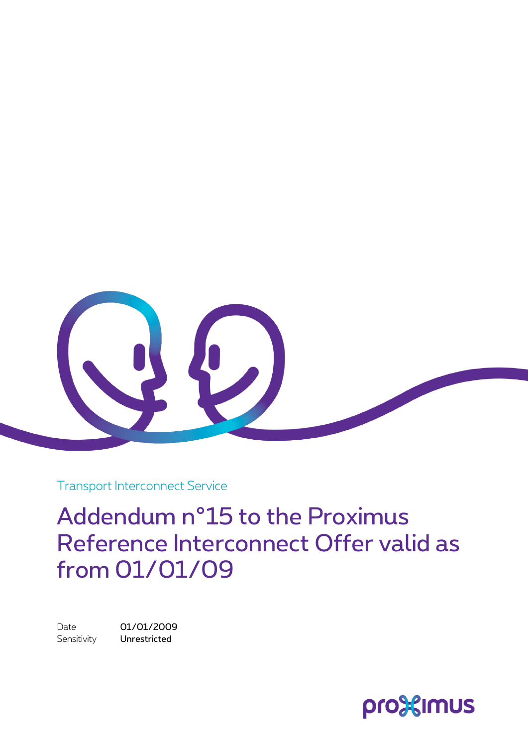Transport Interconnect Service

# Addendum n°15 to the Proximus Reference Interconnect Offer valid as from 01/01/09

Date 01/01/2009

Sensitivity **Unrestricted**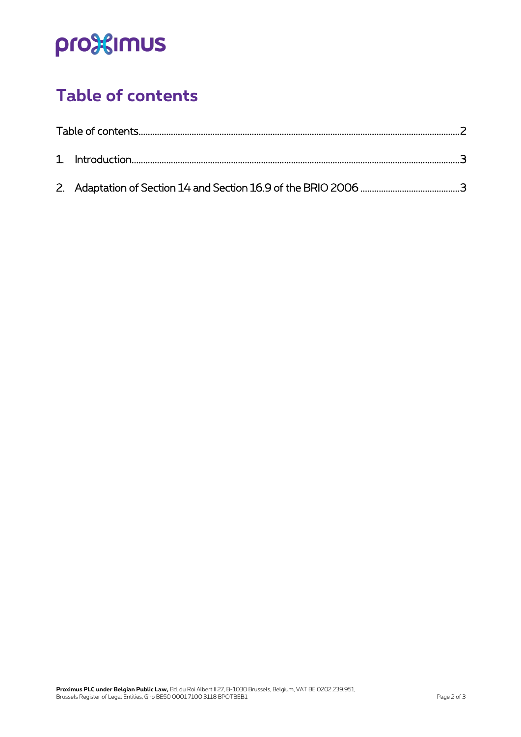# Table of contents

Table of contents .......... 2

1. Introduction .......... 3
2. Adaptation of Section 14 and Section 16.9 of the BRIO 2006 .......... 3

**Proximus PLC under Belgian Public Law,** Bd. du Roi Albert II 27, B-1030 Brussels, Belgium, VAT BE 0202.239.951, Brussels Register of Legal Entities, Giro BE50 0001 7100 3118 BPOTBEB1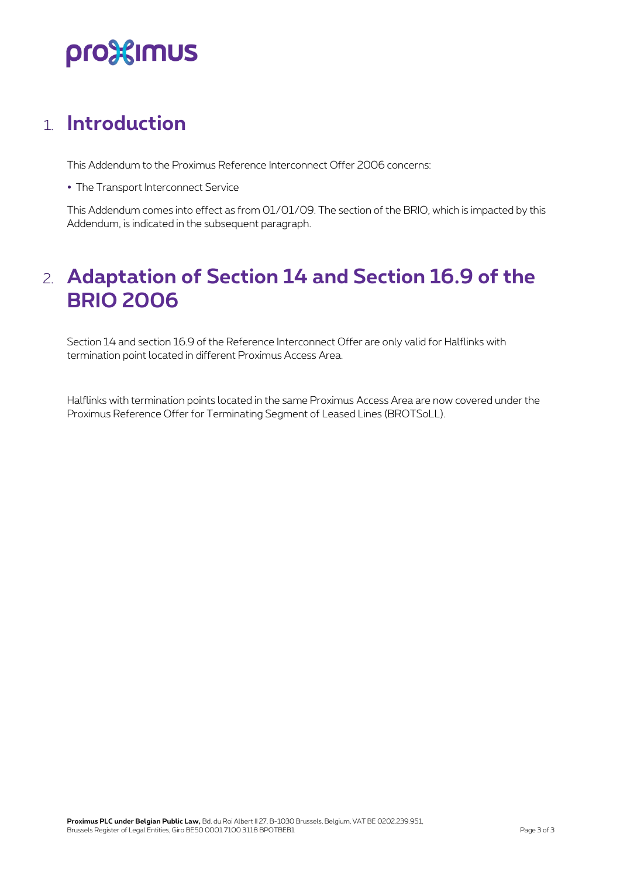# 1. Introduction

This Addendum to the Proximus Reference Interconnect Offer 2006 concerns:

- The Transport Interconnect Service

This Addendum comes into effect as from 01/01/09. The section of the BRIO, which is impacted by this Addendum, is indicated in the subsequent paragraph.

# 2. Adaptation of Section 14 and Section 16.9 of the BRIO 2006

Section 14 and section 16.9 of the Reference Interconnect Offer are only valid for Halflinks with termination point located in different Proximus Access Area.

Halflinks with termination points located in the same Proximus Access Area are now covered under the Proximus Reference Offer for Terminating Segment of Leased Lines (BROTSoLL).

**Proximus PLC under Belgian Public Law,** Bd. du Roi Albert II 27, B-1030 Brussels, Belgium, VAT BE 0202.239.951, Brussels Register of Legal Entities, Giro BE50 0001 7100 3118 BPOTBEB1